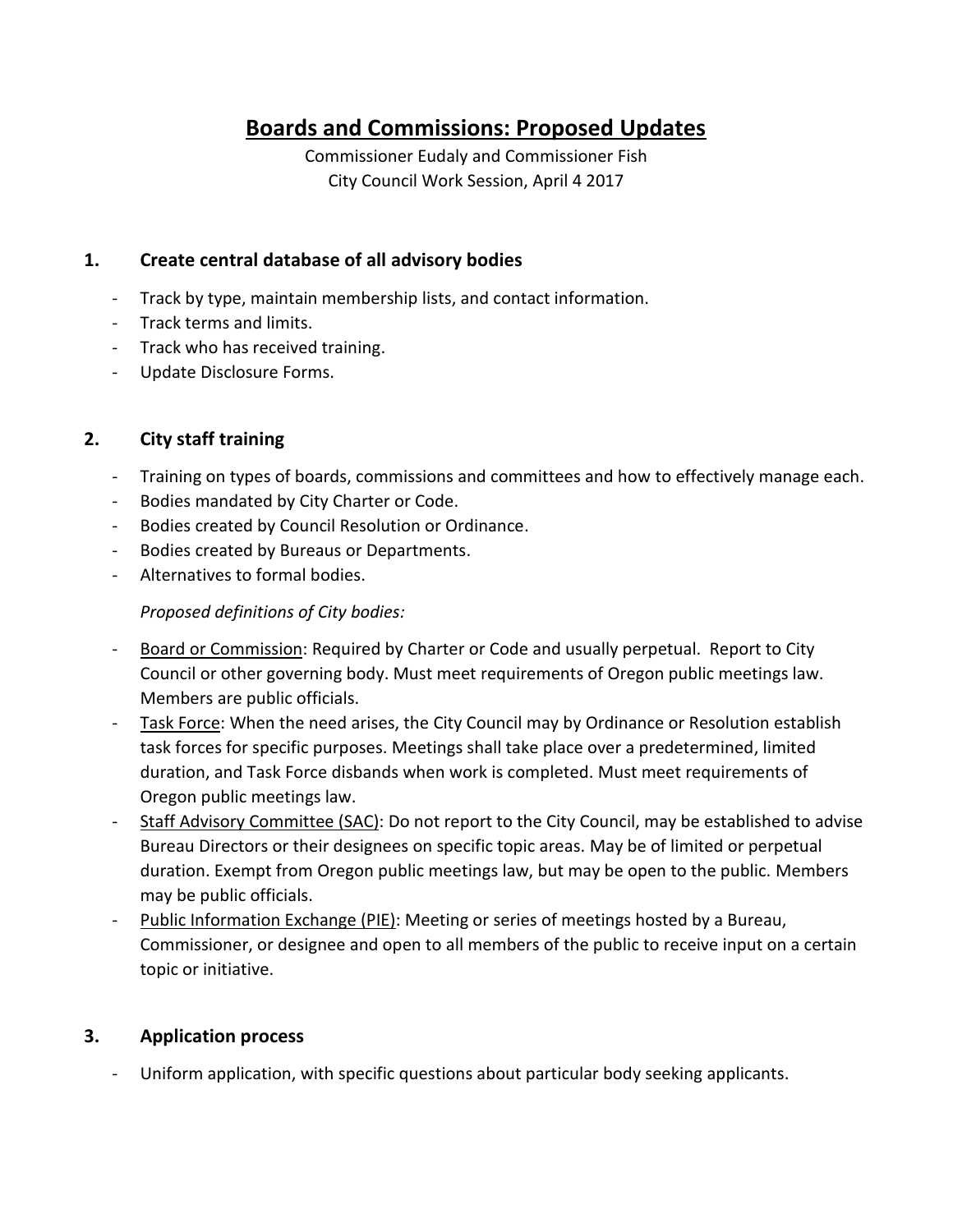# Boards and Commissions: Proposed Updates

Commissioner Eudaly and Commissioner Fish
City Council Work Session, April 4 2017

## 1. Create central database of all advisory bodies

- Track by type, maintain membership lists, and contact information.
- Track terms and limits.
- Track who has received training.
- Update Disclosure Forms.

## 2. City staff training

- Training on types of boards, commissions and committees and how to effectively manage each.
- Bodies mandated by City Charter or Code.
- Bodies created by Council Resolution or Ordinance.
- Bodies created by Bureaus or Departments.
- Alternatives to formal bodies.

*Proposed definitions of City bodies:*

- Board or Commission: Required by Charter or Code and usually perpetual. Report to City Council or other governing body. Must meet requirements of Oregon public meetings law. Members are public officials.
- Task Force: When the need arises, the City Council may by Ordinance or Resolution establish task forces for specific purposes. Meetings shall take place over a predetermined, limited duration, and Task Force disbands when work is completed. Must meet requirements of Oregon public meetings law.
- Staff Advisory Committee (SAC): Do not report to the City Council, may be established to advise Bureau Directors or their designees on specific topic areas. May be of limited or perpetual duration. Exempt from Oregon public meetings law, but may be open to the public. Members may be public officials.
- Public Information Exchange (PIE): Meeting or series of meetings hosted by a Bureau, Commissioner, or designee and open to all members of the public to receive input on a certain topic or initiative.

## 3. Application process

- Uniform application, with specific questions about particular body seeking applicants.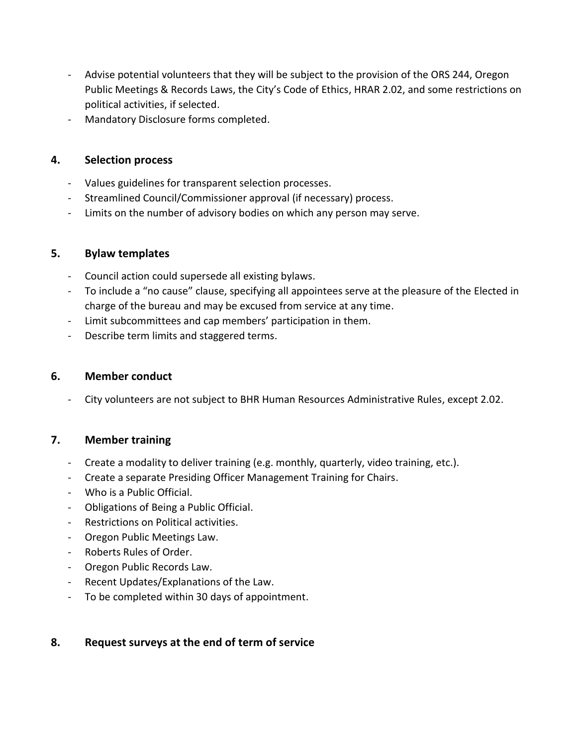- Advise potential volunteers that they will be subject to the provision of the ORS 244, Oregon Public Meetings & Records Laws, the City's Code of Ethics, HRAR 2.02, and some restrictions on political activities, if selected.
- Mandatory Disclosure forms completed.

## 4. Selection process

- Values guidelines for transparent selection processes.
- Streamlined Council/Commissioner approval (if necessary) process.
- Limits on the number of advisory bodies on which any person may serve.

## 5. Bylaw templates

- Council action could supersede all existing bylaws.
- To include a "no cause" clause, specifying all appointees serve at the pleasure of the Elected in charge of the bureau and may be excused from service at any time.
- Limit subcommittees and cap members' participation in them.
- Describe term limits and staggered terms.

## 6. Member conduct

- City volunteers are not subject to BHR Human Resources Administrative Rules, except 2.02.

## 7. Member training

- Create a modality to deliver training (e.g. monthly, quarterly, video training, etc.).
- Create a separate Presiding Officer Management Training for Chairs.
- Who is a Public Official.
- Obligations of Being a Public Official.
- Restrictions on Political activities.
- Oregon Public Meetings Law.
- Roberts Rules of Order.
- Oregon Public Records Law.
- Recent Updates/Explanations of the Law.
- To be completed within 30 days of appointment.

## 8. Request surveys at the end of term of service